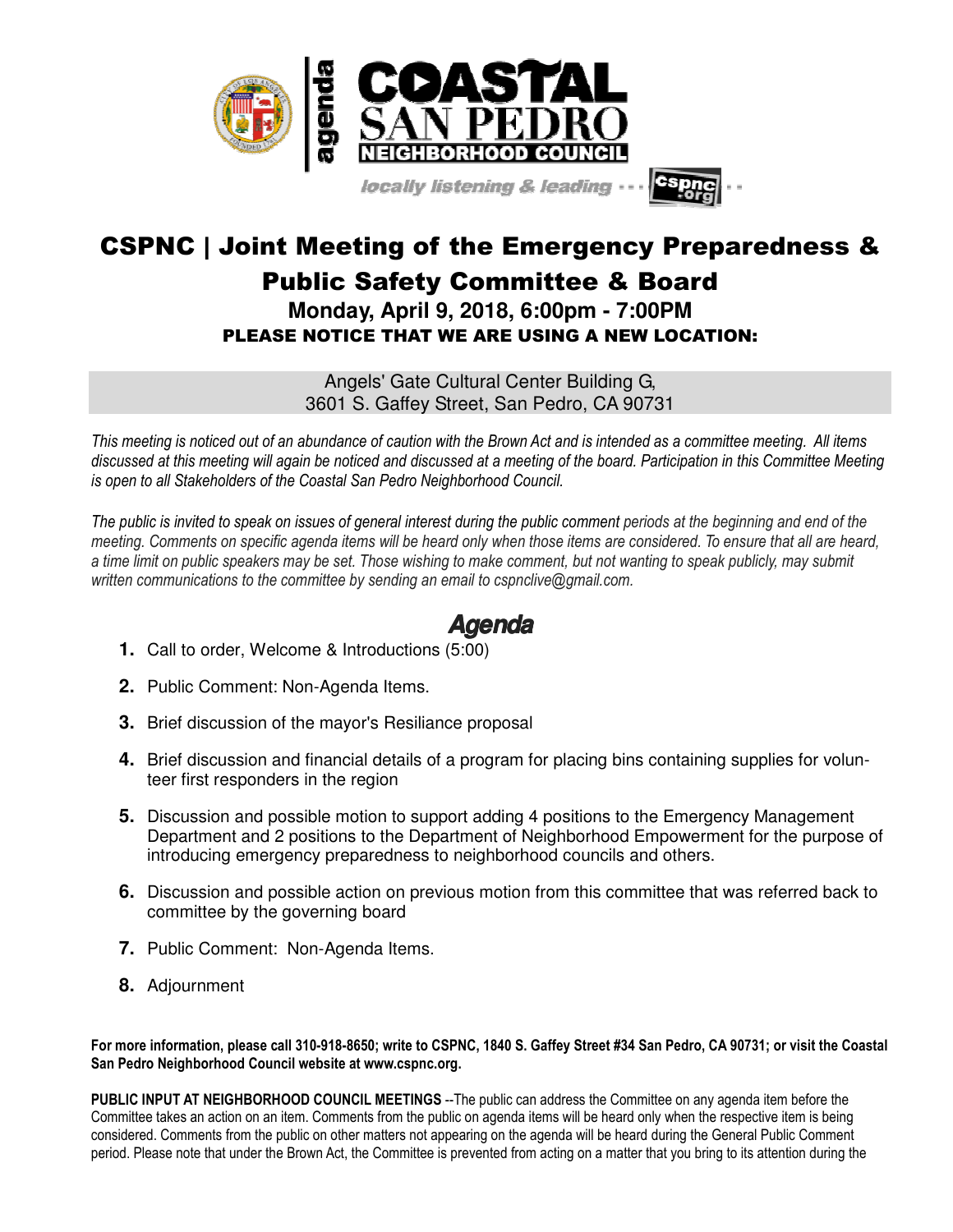# CSPNC | Joint Meeting of the Emergency Preparedness & Public Safety Committee & Board

### Monday, April 9, 2018, 6:00pm - 7:00PM

**PLEASE NOTICE THAT WE ARE USING A NEW LOCATION:**

Angels' Gate Cultural Center Building G,
3601 S. Gaffey Street, San Pedro, CA 90731

*This meeting is noticed out of an abundance of caution with the Brown Act and is intended as a committee meeting. All items discussed at this meeting will again be noticed and discussed at a meeting of the board. Participation in this Committee Meeting is open to all Stakeholders of the Coastal San Pedro Neighborhood Council.*

*The public is invited to speak on issues of general interest during the public comment periods at the beginning and end of the meeting. Comments on specific agenda items will be heard only when those items are considered. To ensure that all are heard, a time limit on public speakers may be set. Those wishing to make comment, but not wanting to speak publicly, may submit written communications to the committee by sending an email to cspnclive@gmail.com.*

## Agenda

1. Call to order, Welcome & Introductions (5:00)
2. Public Comment: Non-Agenda Items.
3. Brief discussion of the mayor's Resiliance proposal
4. Brief discussion and financial details of a program for placing bins containing supplies for volunteer first responders in the region
5. Discussion and possible motion to support adding 4 positions to the Emergency Management Department and 2 positions to the Department of Neighborhood Empowerment for the purpose of introducing emergency preparedness to neighborhood councils and others.
6. Discussion and possible action on previous motion from this committee that was referred back to committee by the governing board
7. Public Comment: Non-Agenda Items.
8. Adjournment

**For more information, please call 310-918-8650; write to CSPNC, 1840 S. Gaffey Street #34 San Pedro, CA 90731; or visit the Coastal San Pedro Neighborhood Council website at www.cspnc.org.**

**PUBLIC INPUT AT NEIGHBORHOOD COUNCIL MEETINGS** --The public can address the Committee on any agenda item before the Committee takes an action on an item. Comments from the public on agenda items will be heard only when the respective item is being considered. Comments from the public on other matters not appearing on the agenda will be heard during the General Public Comment period. Please note that under the Brown Act, the Committee is prevented from acting on a matter that you bring to its attention during the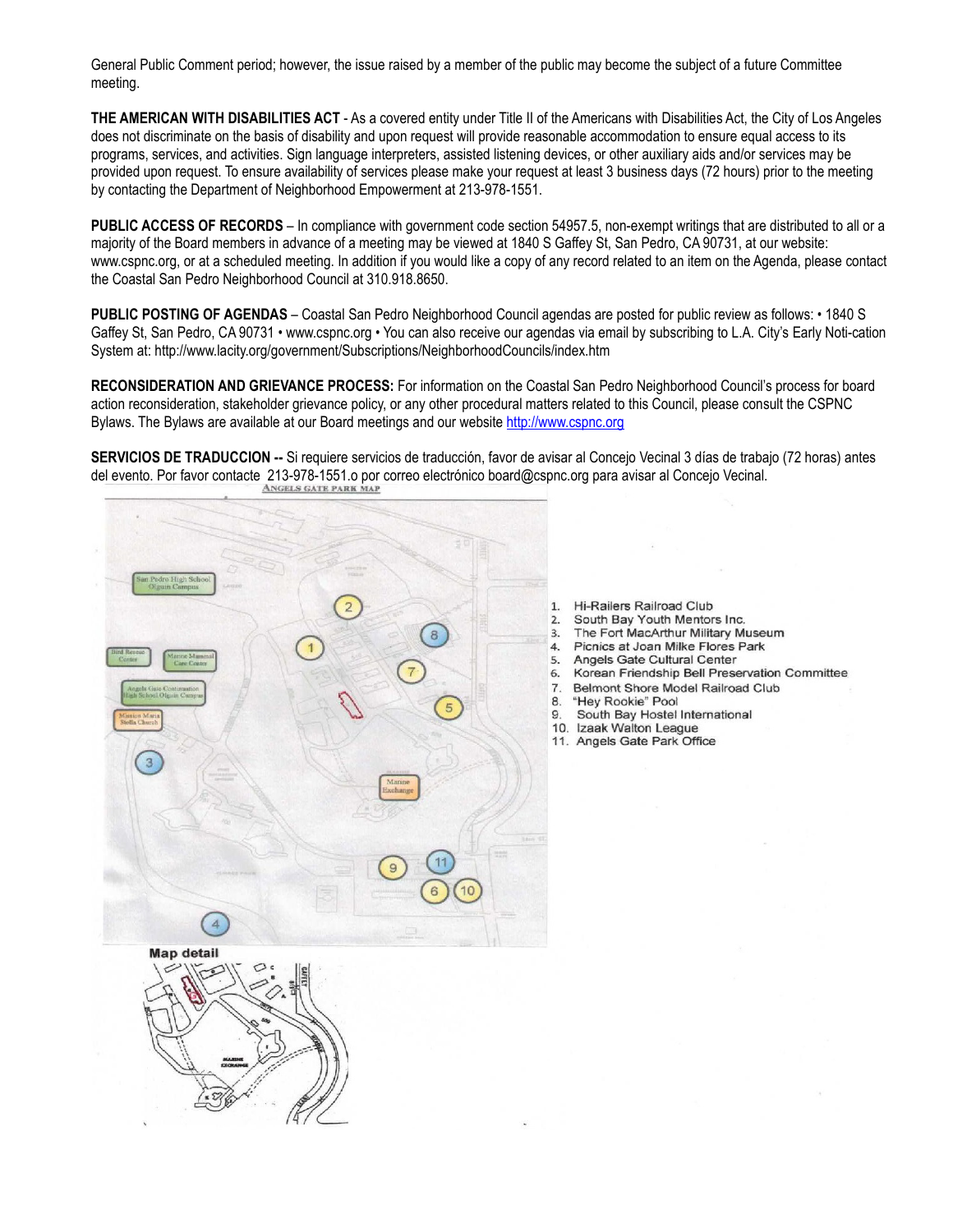General Public Comment period; however, the issue raised by a member of the public may become the subject of a future Committee meeting.

**THE AMERICAN WITH DISABILITIES ACT** - As a covered entity under Title II of the Americans with Disabilities Act, the City of Los Angeles does not discriminate on the basis of disability and upon request will provide reasonable accommodation to ensure equal access to its programs, services, and activities. Sign language interpreters, assisted listening devices, or other auxiliary aids and/or services may be provided upon request. To ensure availability of services please make your request at least 3 business days (72 hours) prior to the meeting by contacting the Department of Neighborhood Empowerment at 213-978-1551.

**PUBLIC ACCESS OF RECORDS** – In compliance with government code section 54957.5, non-exempt writings that are distributed to all or a majority of the Board members in advance of a meeting may be viewed at 1840 S Gaffey St, San Pedro, CA 90731, at our website: www.cspnc.org, or at a scheduled meeting. In addition if you would like a copy of any record related to an item on the Agenda, please contact the Coastal San Pedro Neighborhood Council at 310.918.8650.

**PUBLIC POSTING OF AGENDAS** – Coastal San Pedro Neighborhood Council agendas are posted for public review as follows: • 1840 S Gaffey St, San Pedro, CA 90731 • www.cspnc.org • You can also receive our agendas via email by subscribing to L.A. City's Early Noti-cation System at: http://www.lacity.org/government/Subscriptions/NeighborhoodCouncils/index.htm

**RECONSIDERATION AND GRIEVANCE PROCESS:** For information on the Coastal San Pedro Neighborhood Council's process for board action reconsideration, stakeholder grievance policy, or any other procedural matters related to this Council, please consult the CSPNC Bylaws. The Bylaws are available at our Board meetings and our website http://www.cspnc.org

**SERVICIOS DE TRADUCCION --** Si requiere servicios de traducción, favor de avisar al Concejo Vecinal 3 días de trabajo (72 horas) antes del evento. Por favor contacte 213-978-1551.o por correo electrónico board@cspnc.org para avisar al Concejo Vecinal.

ANGELS GATE PARK MAP

1. Hi-Railers Railroad Club
2. South Bay Youth Mentors Inc.
3. The Fort MacArthur Military Museum
4. Picnics at Joan Milke Flores Park
5. Angels Gate Cultural Center
6. Korean Friendship Bell Preservation Committee
7. Belmont Shore Model Railroad Club
8. "Hey Rookie" Pool
9. South Bay Hostel International
10. Izaak Walton League
11. Angels Gate Park Office

Map detail